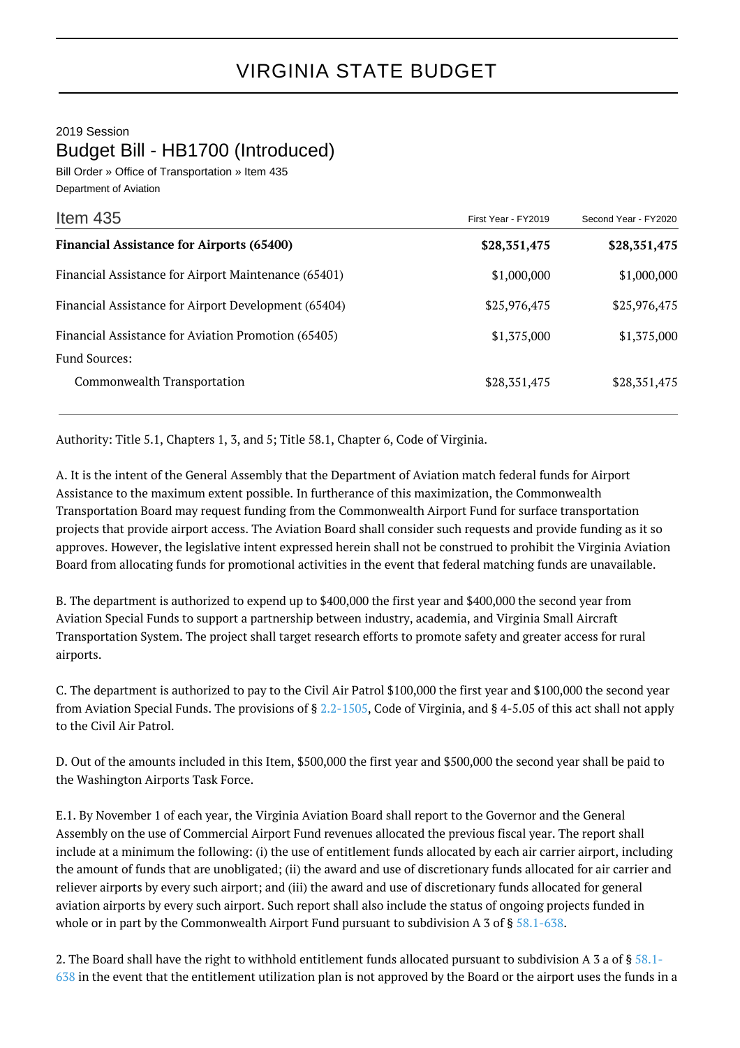# VIRGINIA STATE BUDGET

2019 Session

## Budget Bill - HB1700 (Introduced)

Bill Order » Office of Transportation » Item 435

Department of Aviation

| Item 435 | First Year - FY2019 | Second Year - FY2020 |
|---|---|---|
| **Financial Assistance for Airports (65400)** | **$28,351,475** | **$28,351,475** |
| Financial Assistance for Airport Maintenance (65401) | $1,000,000 | $1,000,000 |
| Financial Assistance for Airport Development (65404) | $25,976,475 | $25,976,475 |
| Financial Assistance for Aviation Promotion (65405) | $1,375,000 | $1,375,000 |
| Fund Sources: | | |
| Commonwealth Transportation | $28,351,475 | $28,351,475 |

Authority: Title 5.1, Chapters 1, 3, and 5; Title 58.1, Chapter 6, Code of Virginia.

A. It is the intent of the General Assembly that the Department of Aviation match federal funds for Airport Assistance to the maximum extent possible. In furtherance of this maximization, the Commonwealth Transportation Board may request funding from the Commonwealth Airport Fund for surface transportation projects that provide airport access. The Aviation Board shall consider such requests and provide funding as it so approves. However, the legislative intent expressed herein shall not be construed to prohibit the Virginia Aviation Board from allocating funds for promotional activities in the event that federal matching funds are unavailable.

B. The department is authorized to expend up to $400,000 the first year and $400,000 the second year from Aviation Special Funds to support a partnership between industry, academia, and Virginia Small Aircraft Transportation System. The project shall target research efforts to promote safety and greater access for rural airports.

C. The department is authorized to pay to the Civil Air Patrol $100,000 the first year and $100,000 the second year from Aviation Special Funds. The provisions of § 2.2-1505, Code of Virginia, and § 4-5.05 of this act shall not apply to the Civil Air Patrol.

D. Out of the amounts included in this Item, $500,000 the first year and $500,000 the second year shall be paid to the Washington Airports Task Force.

E.1. By November 1 of each year, the Virginia Aviation Board shall report to the Governor and the General Assembly on the use of Commercial Airport Fund revenues allocated the previous fiscal year. The report shall include at a minimum the following: (i) the use of entitlement funds allocated by each air carrier airport, including the amount of funds that are unobligated; (ii) the award and use of discretionary funds allocated for air carrier and reliever airports by every such airport; and (iii) the award and use of discretionary funds allocated for general aviation airports by every such airport. Such report shall also include the status of ongoing projects funded in whole or in part by the Commonwealth Airport Fund pursuant to subdivision A 3 of § 58.1-638.

2. The Board shall have the right to withhold entitlement funds allocated pursuant to subdivision A 3 a of § 58.1-638 in the event that the entitlement utilization plan is not approved by the Board or the airport uses the funds in a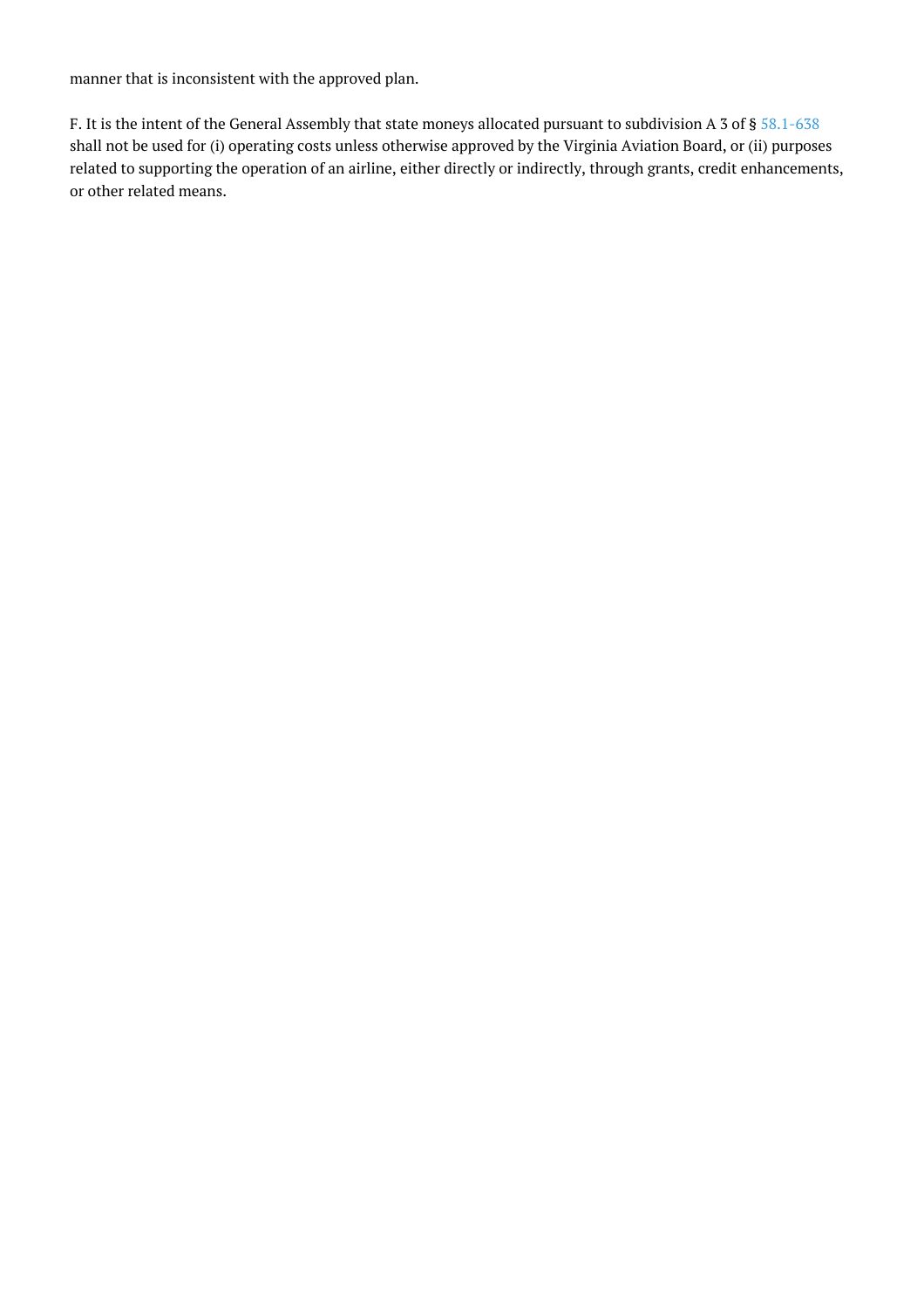manner that is inconsistent with the approved plan.

F. It is the intent of the General Assembly that state moneys allocated pursuant to subdivision A 3 of § 58.1-638 shall not be used for (i) operating costs unless otherwise approved by the Virginia Aviation Board, or (ii) purposes related to supporting the operation of an airline, either directly or indirectly, through grants, credit enhancements, or other related means.